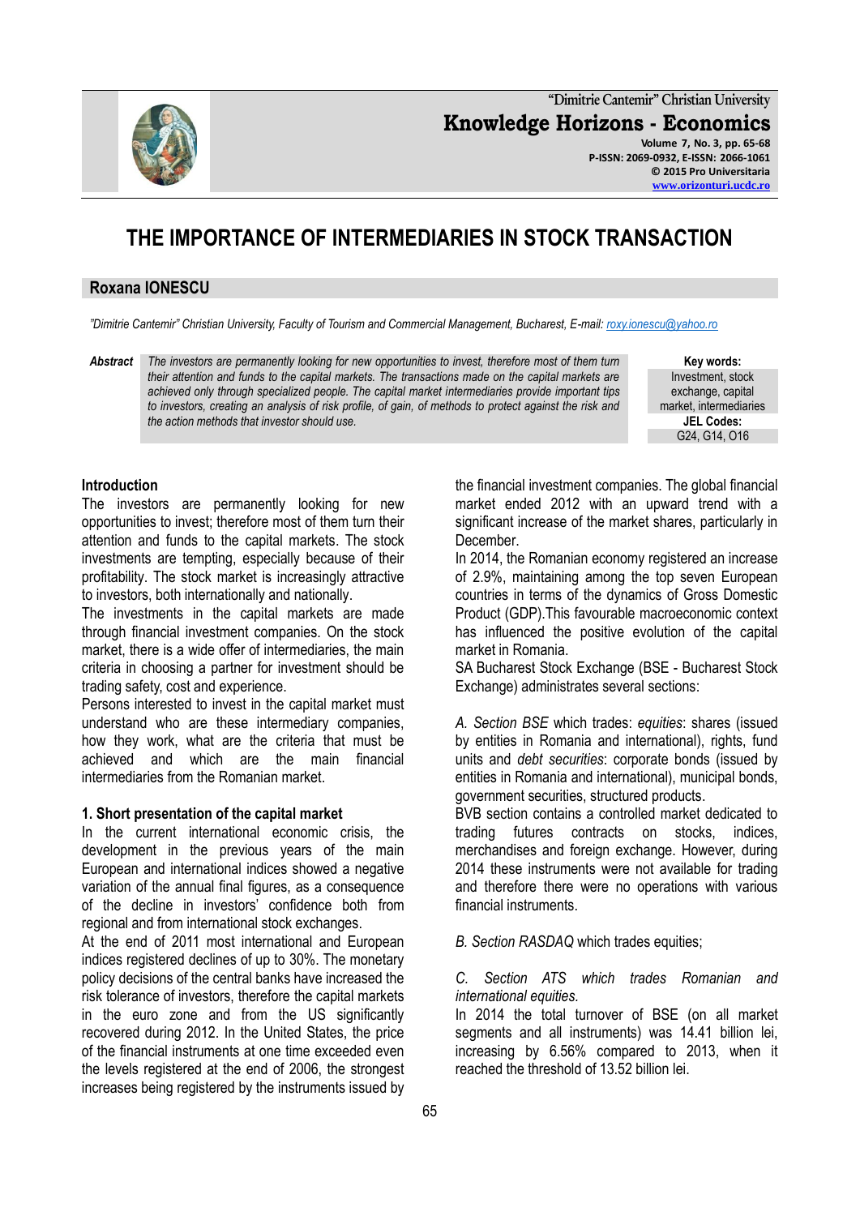# THE IMPORTANCE OF INTERMEDIARIES IN STOCK TRANSACTION

**Roxana IONESCU**

*"Dimitrie Cantemir" Christian University, Faculty of Tourism and Commercial Management, Bucharest, E-mail: roxy.ionescu@yahoo.ro*

***Abstract*** *The investors are permanently looking for new opportunities to invest, therefore most of them turn their attention and funds to the capital markets. The transactions made on the capital markets are achieved only through specialized people. The capital market intermediaries provide important tips to investors, creating an analysis of risk profile, of gain, of methods to protect against the risk and the action methods that investor should use.*

**Key words:** Investment, stock exchange, capital market, intermediaries

**JEL Codes:** G24, G14, O16

## Introduction

The investors are permanently looking for new opportunities to invest; therefore most of them turn their attention and funds to the capital markets. The stock investments are tempting, especially because of their profitability. The stock market is increasingly attractive to investors, both internationally and nationally.

The investments in the capital markets are made through financial investment companies. On the stock market, there is a wide offer of intermediaries, the main criteria in choosing a partner for investment should be trading safety, cost and experience.

Persons interested to invest in the capital market must understand who are these intermediary companies, how they work, what are the criteria that must be achieved and which are the main financial intermediaries from the Romanian market.

## 1. Short presentation of the capital market

In the current international economic crisis, the development in the previous years of the main European and international indices showed a negative variation of the annual final figures, as a consequence of the decline in investors' confidence both from regional and from international stock exchanges.

At the end of 2011 most international and European indices registered declines of up to 30%. The monetary policy decisions of the central banks have increased the risk tolerance of investors, therefore the capital markets in the euro zone and from the US significantly recovered during 2012. In the United States, the price of the financial instruments at one time exceeded even the levels registered at the end of 2006, the strongest increases being registered by the instruments issued by the financial investment companies. The global financial market ended 2012 with an upward trend with a significant increase of the market shares, particularly in December.

In 2014, the Romanian economy registered an increase of 2.9%, maintaining among the top seven European countries in terms of the dynamics of Gross Domestic Product (GDP).This favourable macroeconomic context has influenced the positive evolution of the capital market in Romania.

SA Bucharest Stock Exchange (BSE - Bucharest Stock Exchange) administrates several sections:

*A. Section BSE* which trades: *equities*: shares (issued by entities in Romania and international), rights, fund units and *debt securities*: corporate bonds (issued by entities in Romania and international), municipal bonds, government securities, structured products.

BVB section contains a controlled market dedicated to trading futures contracts on stocks, indices, merchandises and foreign exchange. However, during 2014 these instruments were not available for trading and therefore there were no operations with various financial instruments.

*B. Section RASDAQ* which trades equities;

*C. Section ATS which trades Romanian and international equities.*

In 2014 the total turnover of BSE (on all market segments and all instruments) was 14.41 billion lei, increasing by 6.56% compared to 2013, when it reached the threshold of 13.52 billion lei.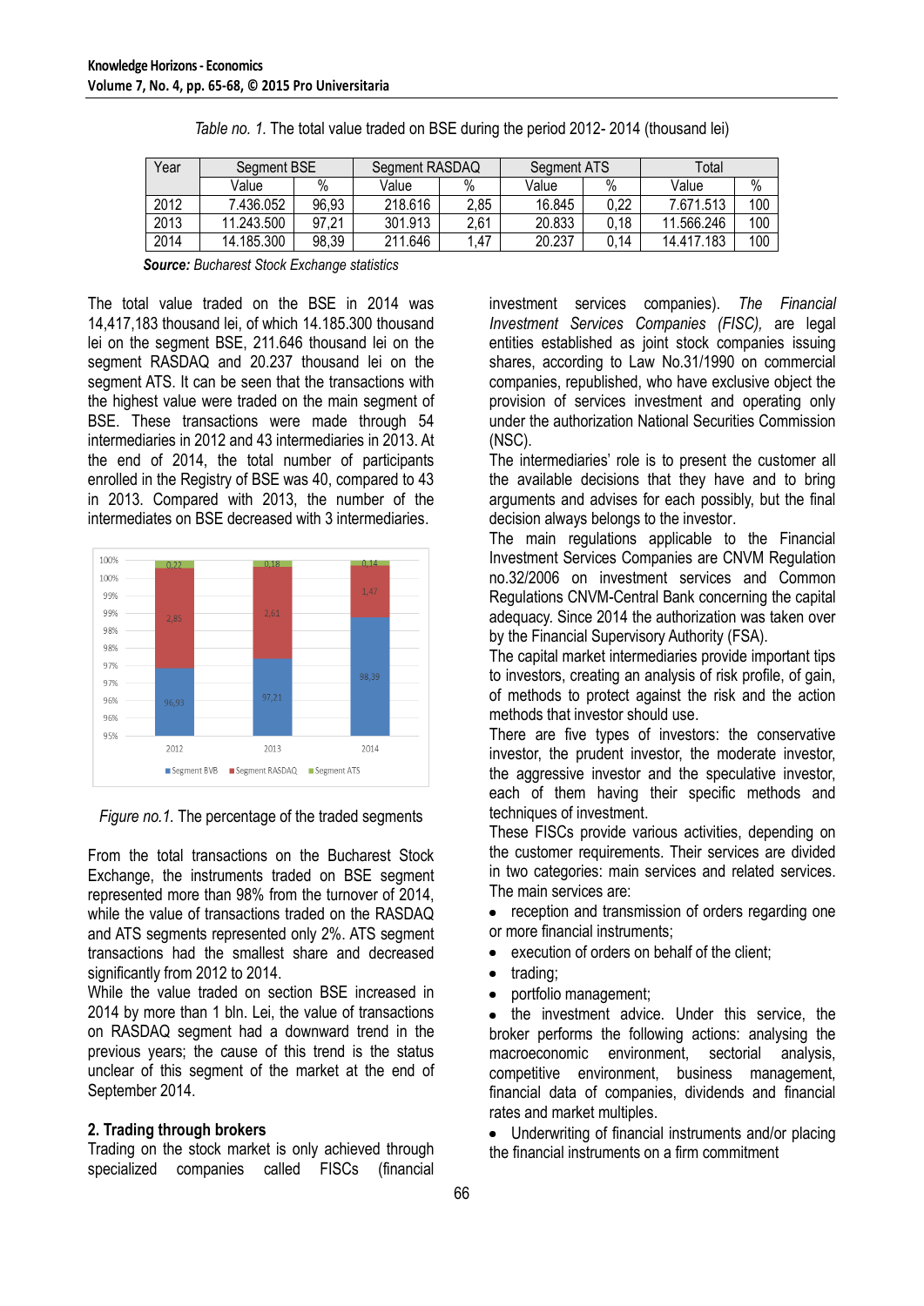*Table no. 1.* The total value traded on BSE during the period 2012- 2014 (thousand lei)

| Year | Segment BSE | | Segment RASDAQ | | Segment ATS | | Total | |
|---|---|---|---|---|---|---|---|---|
| | Value | % | Value | % | Value | % | Value | % |
| 2012 | 7.436.052 | 96,93 | 218.616 | 2,85 | 16.845 | 0,22 | 7.671.513 | 100 |
| 2013 | 11.243.500 | 97,21 | 301.913 | 2,61 | 20.833 | 0,18 | 11.566.246 | 100 |
| 2014 | 14.185.300 | 98,39 | 211.646 | 1,47 | 20.237 | 0,14 | 14.417.183 | 100 |

***Source:*** *Bucharest Stock Exchange statistics*

The total value traded on the BSE in 2014 was 14,417,183 thousand lei, of which 14.185.300 thousand lei on the segment BSE, 211.646 thousand lei on the segment RASDAQ and 20.237 thousand lei on the segment ATS. It can be seen that the transactions with the highest value were traded on the main segment of BSE. These transactions were made through 54 intermediaries in 2012 and 43 intermediaries in 2013. At the end of 2014, the total number of participants enrolled in the Registry of BSE was 40, compared to 43 in 2013. Compared with 2013, the number of the intermediates on BSE decreased with 3 intermediaries.

*Figure no.1.* The percentage of the traded segments

From the total transactions on the Bucharest Stock Exchange, the instruments traded on BSE segment represented more than 98% from the turnover of 2014, while the value of transactions traded on the RASDAQ and ATS segments represented only 2%. ATS segment transactions had the smallest share and decreased significantly from 2012 to 2014.

While the value traded on section BSE increased in 2014 by more than 1 bln. Lei, the value of transactions on RASDAQ segment had a downward trend in the previous years; the cause of this trend is the status unclear of this segment of the market at the end of September 2014.

## 2. Trading through brokers

Trading on the stock market is only achieved through specialized companies called FISCs (financial investment services companies). *The Financial Investment Services Companies (FISC),* are legal entities established as joint stock companies issuing shares, according to Law No.31/1990 on commercial companies, republished, who have exclusive object the provision of services investment and operating only under the authorization National Securities Commission (NSC).

The intermediaries' role is to present the customer all the available decisions that they have and to bring arguments and advises for each possibly, but the final decision always belongs to the investor.

The main regulations applicable to the Financial Investment Services Companies are CNVM Regulation no.32/2006 on investment services and Common Regulations CNVM-Central Bank concerning the capital adequacy. Since 2014 the authorization was taken over by the Financial Supervisory Authority (FSA).

The capital market intermediaries provide important tips to investors, creating an analysis of risk profile, of gain, of methods to protect against the risk and the action methods that investor should use.

There are five types of investors: the conservative investor, the prudent investor, the moderate investor, the aggressive investor and the speculative investor, each of them having their specific methods and techniques of investment.

These FISCs provide various activities, depending on the customer requirements. Their services are divided in two categories: main services and related services. The main services are:

- reception and transmission of orders regarding one or more financial instruments;
- execution of orders on behalf of the client;
- trading;
- portfolio management;
- the investment advice. Under this service, the broker performs the following actions: analysing the macroeconomic environment, sectorial analysis, competitive environment, business management, financial data of companies, dividends and financial rates and market multiples.
- Underwriting of financial instruments and/or placing the financial instruments on a firm commitment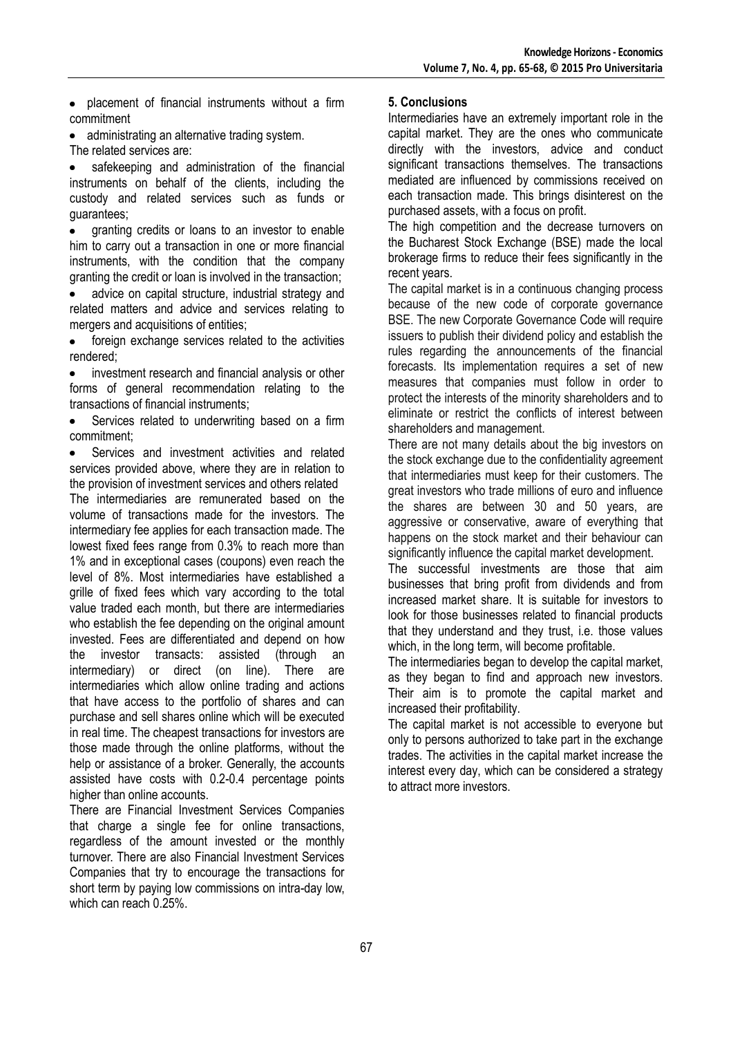- placement of financial instruments without a firm commitment
- administrating an alternative trading system.

The related services are:

- safekeeping and administration of the financial instruments on behalf of the clients, including the custody and related services such as funds or guarantees;
- granting credits or loans to an investor to enable him to carry out a transaction in one or more financial instruments, with the condition that the company granting the credit or loan is involved in the transaction;
- advice on capital structure, industrial strategy and related matters and advice and services relating to mergers and acquisitions of entities;
- foreign exchange services related to the activities rendered;
- investment research and financial analysis or other forms of general recommendation relating to the transactions of financial instruments;
- Services related to underwriting based on a firm commitment;
- Services and investment activities and related services provided above, where they are in relation to the provision of investment services and others related

The intermediaries are remunerated based on the volume of transactions made for the investors. The intermediary fee applies for each transaction made. The lowest fixed fees range from 0.3% to reach more than 1% and in exceptional cases (coupons) even reach the level of 8%. Most intermediaries have established a grille of fixed fees which vary according to the total value traded each month, but there are intermediaries who establish the fee depending on the original amount invested. Fees are differentiated and depend on how the investor transacts: assisted (through an intermediary) or direct (on line). There are intermediaries which allow online trading and actions that have access to the portfolio of shares and can purchase and sell shares online which will be executed in real time. The cheapest transactions for investors are those made through the online platforms, without the help or assistance of a broker. Generally, the accounts assisted have costs with 0.2-0.4 percentage points higher than online accounts.

There are Financial Investment Services Companies that charge a single fee for online transactions, regardless of the amount invested or the monthly turnover. There are also Financial Investment Services Companies that try to encourage the transactions for short term by paying low commissions on intra-day low, which can reach 0.25%.

## 5. Conclusions

Intermediaries have an extremely important role in the capital market. They are the ones who communicate directly with the investors, advice and conduct significant transactions themselves. The transactions mediated are influenced by commissions received on each transaction made. This brings disinterest on the purchased assets, with a focus on profit.

The high competition and the decrease turnovers on the Bucharest Stock Exchange (BSE) made the local brokerage firms to reduce their fees significantly in the recent years.

The capital market is in a continuous changing process because of the new code of corporate governance BSE. The new Corporate Governance Code will require issuers to publish their dividend policy and establish the rules regarding the announcements of the financial forecasts. Its implementation requires a set of new measures that companies must follow in order to protect the interests of the minority shareholders and to eliminate or restrict the conflicts of interest between shareholders and management.

There are not many details about the big investors on the stock exchange due to the confidentiality agreement that intermediaries must keep for their customers. The great investors who trade millions of euro and influence the shares are between 30 and 50 years, are aggressive or conservative, aware of everything that happens on the stock market and their behaviour can significantly influence the capital market development.

The successful investments are those that aim businesses that bring profit from dividends and from increased market share. It is suitable for investors to look for those businesses related to financial products that they understand and they trust, i.e. those values which, in the long term, will become profitable.

The intermediaries began to develop the capital market, as they began to find and approach new investors. Their aim is to promote the capital market and increased their profitability.

The capital market is not accessible to everyone but only to persons authorized to take part in the exchange trades. The activities in the capital market increase the interest every day, which can be considered a strategy to attract more investors.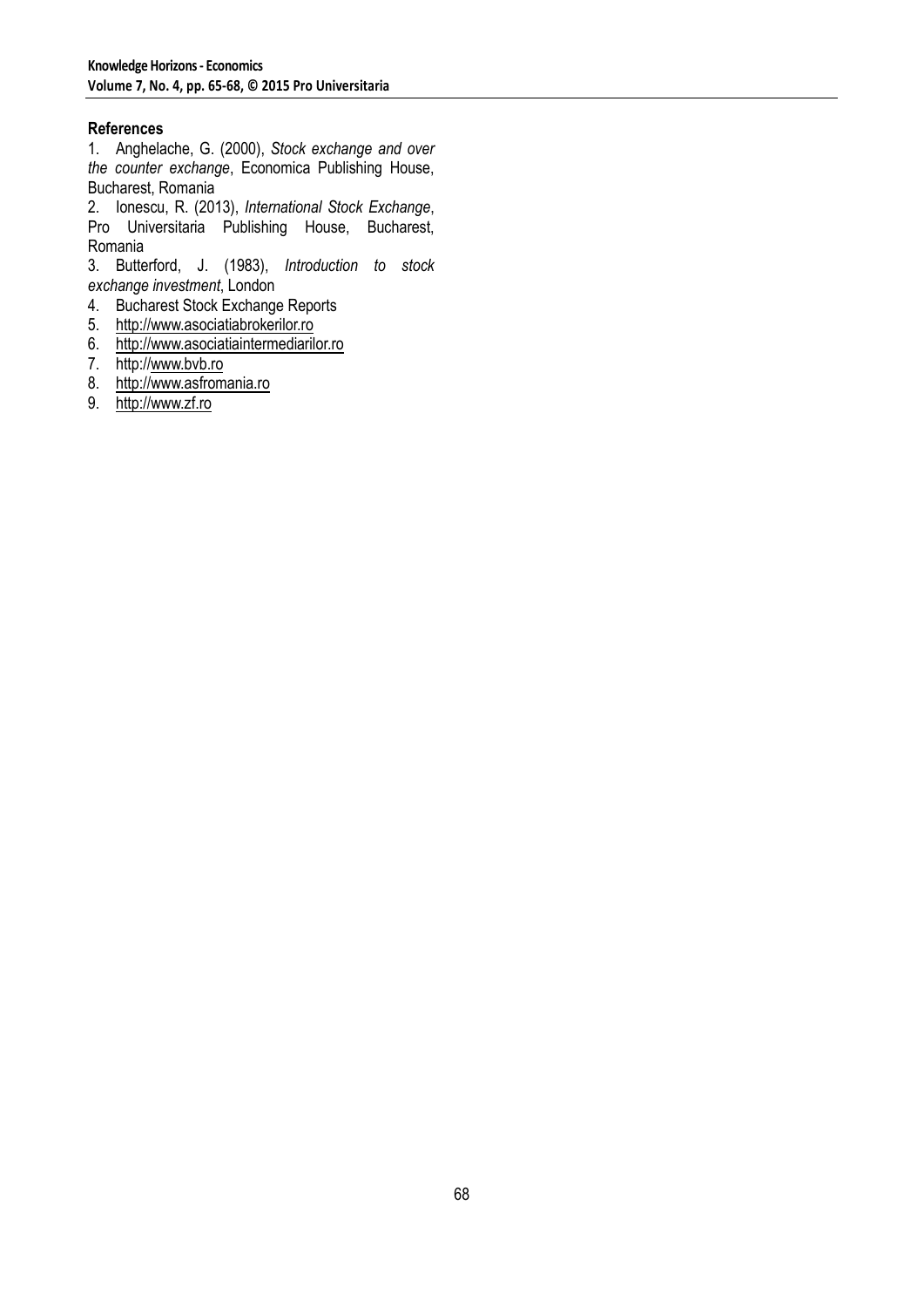### References

1. Anghelache, G. (2000), *Stock exchange and over the counter exchange*, Economica Publishing House, Bucharest, Romania
2. Ionescu, R. (2013), *International Stock Exchange*, Pro Universitaria Publishing House, Bucharest, Romania
3. Butterford, J. (1983), *Introduction to stock exchange investment*, London
4. Bucharest Stock Exchange Reports
5. http://www.asociatiabrokerilor.ro
6. http://www.asociatiaintermediarilor.ro
7. http://www.bvb.ro
8. http://www.asfromania.ro
9. http://www.zf.ro